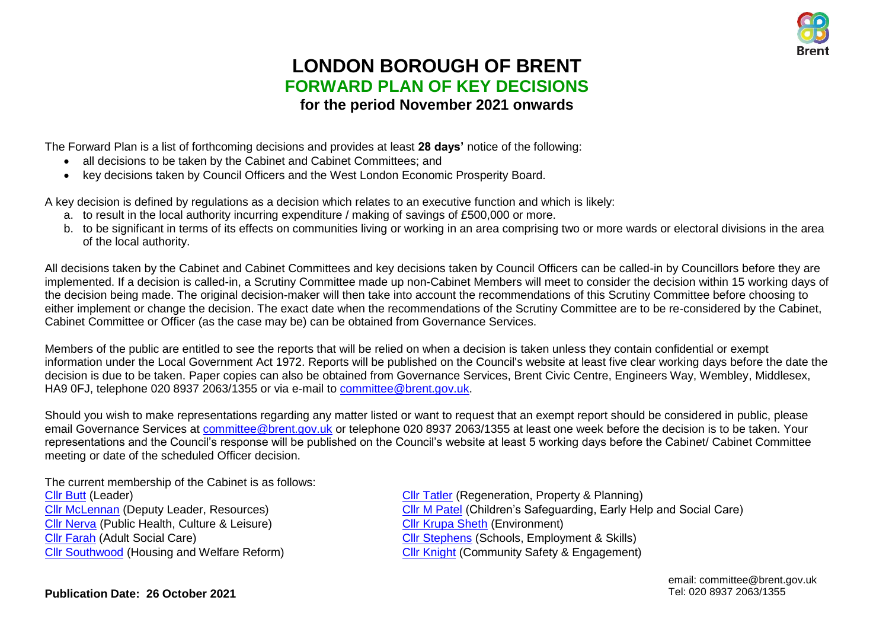# LONDON BOROUGH OF BRENT

## FORWARD PLAN OF KEY DECISIONS

### for the period November 2021 onwards

The Forward Plan is a list of forthcoming decisions and provides at least **28 days'** notice of the following:

- all decisions to be taken by the Cabinet and Cabinet Committees; and
- key decisions taken by Council Officers and the West London Economic Prosperity Board.

A key decision is defined by regulations as a decision which relates to an executive function and which is likely:

a. to result in the local authority incurring expenditure / making of savings of £500,000 or more.
b. to be significant in terms of its effects on communities living or working in an area comprising two or more wards or electoral divisions in the area of the local authority.

All decisions taken by the Cabinet and Cabinet Committees and key decisions taken by Council Officers can be called-in by Councillors before they are implemented. If a decision is called-in, a Scrutiny Committee made up non-Cabinet Members will meet to consider the decision within 15 working days of the decision being made. The original decision-maker will then take into account the recommendations of this Scrutiny Committee before choosing to either implement or change the decision. The exact date when the recommendations of the Scrutiny Committee are to be re-considered by the Cabinet, Cabinet Committee or Officer (as the case may be) can be obtained from Governance Services.

Members of the public are entitled to see the reports that will be relied on when a decision is taken unless they contain confidential or exempt information under the Local Government Act 1972. Reports will be published on the Council's website at least five clear working days before the date the decision is due to be taken. Paper copies can also be obtained from Governance Services, Brent Civic Centre, Engineers Way, Wembley, Middlesex, HA9 0FJ, telephone 020 8937 2063/1355 or via e-mail to committee@brent.gov.uk.

Should you wish to make representations regarding any matter listed or want to request that an exempt report should be considered in public, please email Governance Services at committee@brent.gov.uk or telephone 020 8937 2063/1355 at least one week before the decision is to be taken. Your representations and the Council's response will be published on the Council's website at least 5 working days before the Cabinet/ Cabinet Committee meeting or date of the scheduled Officer decision.

The current membership of the Cabinet is as follows:

Cllr Butt (Leader)
Cllr McLennan (Deputy Leader, Resources)
Cllr Nerva (Public Health, Culture & Leisure)
Cllr Farah (Adult Social Care)
Cllr Southwood (Housing and Welfare Reform)
Cllr Tatler (Regeneration, Property & Planning)
Cllr M Patel (Children's Safeguarding, Early Help and Social Care)
Cllr Krupa Sheth (Environment)
Cllr Stephens (Schools, Employment & Skills)
Cllr Knight (Community Safety & Engagement)

**Publication Date: 26 October 2021**

email: committee@brent.gov.uk
Tel: 020 8937 2063/1355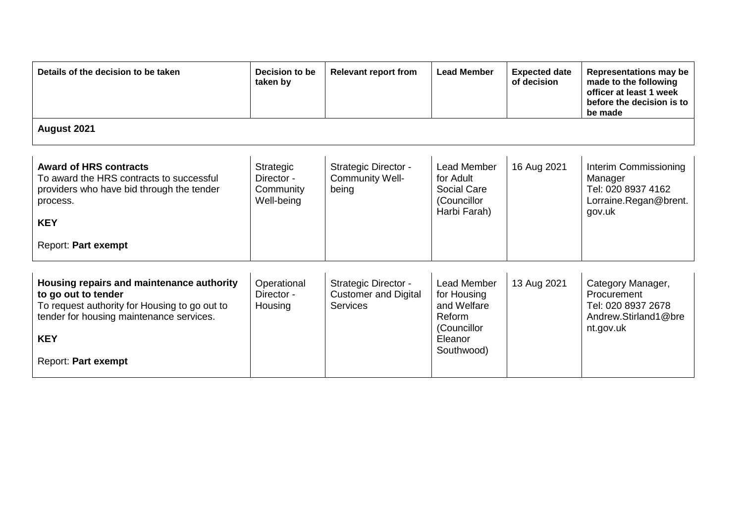| Details of the decision to be taken | Decision to be taken by | Relevant report from | Lead Member | Expected date of decision | Representations may be made to the following officer at least 1 week before the decision is to be made |
|---|---|---|---|---|---|
| **August 2021** | | | | | |
| **Award of HRS contracts**<br>To award the HRS contracts to successful providers who have bid through the tender process.<br><br>**KEY**<br><br>Report: **Part exempt** | Strategic Director - Community Well-being | Strategic Director - Community Well-being | Lead Member for Adult Social Care (Councillor Harbi Farah) | 16 Aug 2021 | Interim Commissioning Manager<br>Tel: 020 8937 4162<br>Lorraine.Regan@brent.gov.uk |
| **Housing repairs and maintenance authority to go out to tender**<br>To request authority for Housing to go out to tender for housing maintenance services.<br><br>**KEY**<br><br>Report: **Part exempt** | Operational Director - Housing | Strategic Director - Customer and Digital Services | Lead Member for Housing and Welfare Reform (Councillor Eleanor Southwood) | 13 Aug 2021 | Category Manager, Procurement<br>Tel: 020 8937 2678<br>Andrew.Stirland1@brent.gov.uk |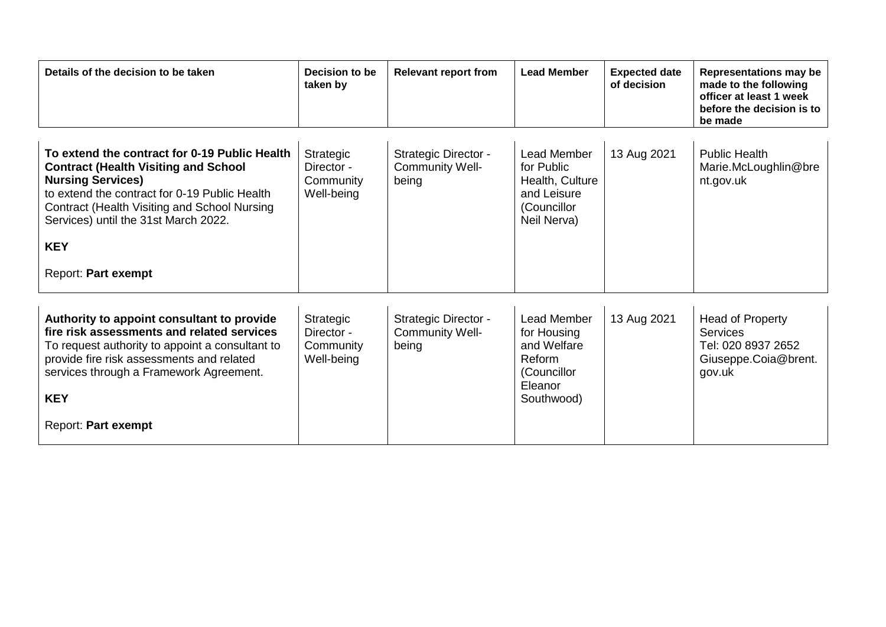| Details of the decision to be taken | Decision to be taken by | Relevant report from | Lead Member | Expected date of decision | Representations may be made to the following officer at least 1 week before the decision is to be made |
|---|---|---|---|---|---|
| **To extend the contract for 0-19 Public Health Contract (Health Visiting and School Nursing Services)**<br>to extend the contract for 0-19 Public Health Contract (Health Visiting and School Nursing Services) until the 31st March 2022.<br><br>**KEY**<br><br>Report: **Part exempt** | Strategic Director - Community Well-being | Strategic Director - Community Well-being | Lead Member for Public Health, Culture and Leisure (Councillor Neil Nerva) | 13 Aug 2021 | Public Health<br>Marie.McLoughlin@brent.gov.uk |
| **Authority to appoint consultant to provide fire risk assessments and related services**<br>To request authority to appoint a consultant to provide fire risk assessments and related services through a Framework Agreement.<br><br>**KEY**<br><br>Report: **Part exempt** | Strategic Director - Community Well-being | Strategic Director - Community Well-being | Lead Member for Housing and Welfare Reform (Councillor Eleanor Southwood) | 13 Aug 2021 | Head of Property Services<br>Tel: 020 8937 2652<br>Giuseppe.Coia@brent.gov.uk |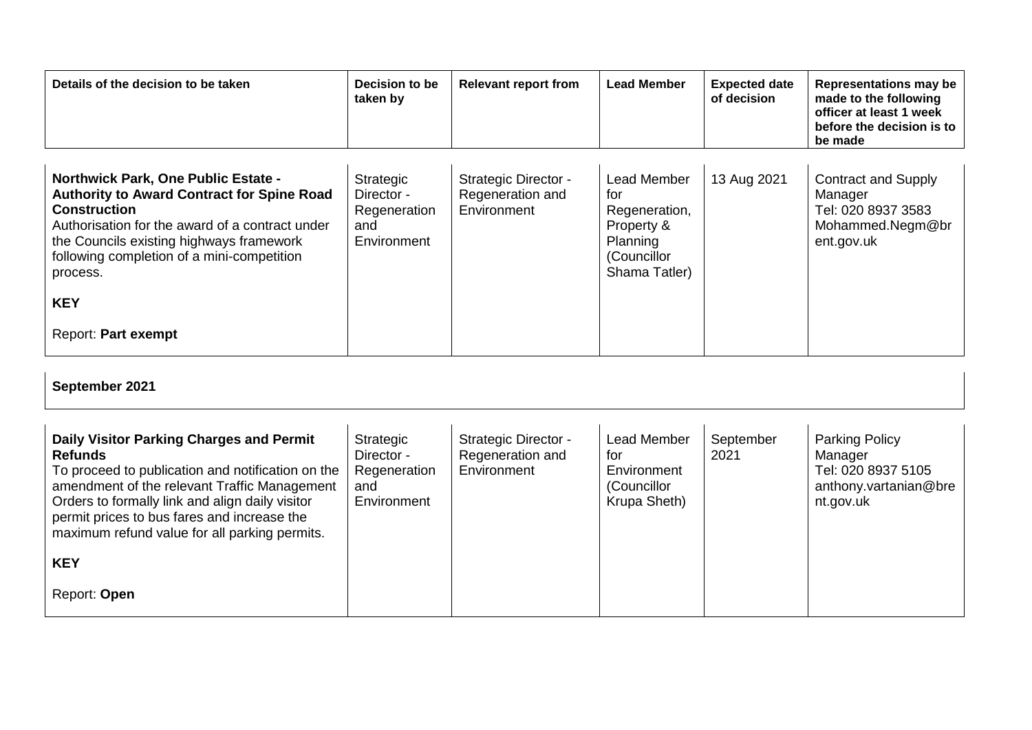| Details of the decision to be taken | Decision to be taken by | Relevant report from | Lead Member | Expected date of decision | Representations may be made to the following officer at least 1 week before the decision is to be made |
|---|---|---|---|---|---|
| **Northwick Park, One Public Estate - Authority to Award Contract for Spine Road Construction**<br>Authorisation for the award of a contract under the Councils existing highways framework following completion of a mini-competition process.<br><br>**KEY**<br><br>Report: **Part exempt** | Strategic Director - Regeneration and Environment | Strategic Director - Regeneration and Environment | Lead Member for Regeneration, Property & Planning (Councillor Shama Tatler) | 13 Aug 2021 | Contract and Supply Manager<br>Tel: 020 8937 3583<br>Mohammed.Negm@brent.gov.uk |
| **September 2021** | | | | | |
| **Daily Visitor Parking Charges and Permit Refunds**<br>To proceed to publication and notification on the amendment of the relevant Traffic Management Orders to formally link and align daily visitor permit prices to bus fares and increase the maximum refund value for all parking permits.<br><br>**KEY**<br><br>Report: **Open** | Strategic Director - Regeneration and Environment | Strategic Director - Regeneration and Environment | Lead Member for Environment (Councillor Krupa Sheth) | September 2021 | Parking Policy Manager<br>Tel: 020 8937 5105<br>anthony.vartanian@brent.gov.uk |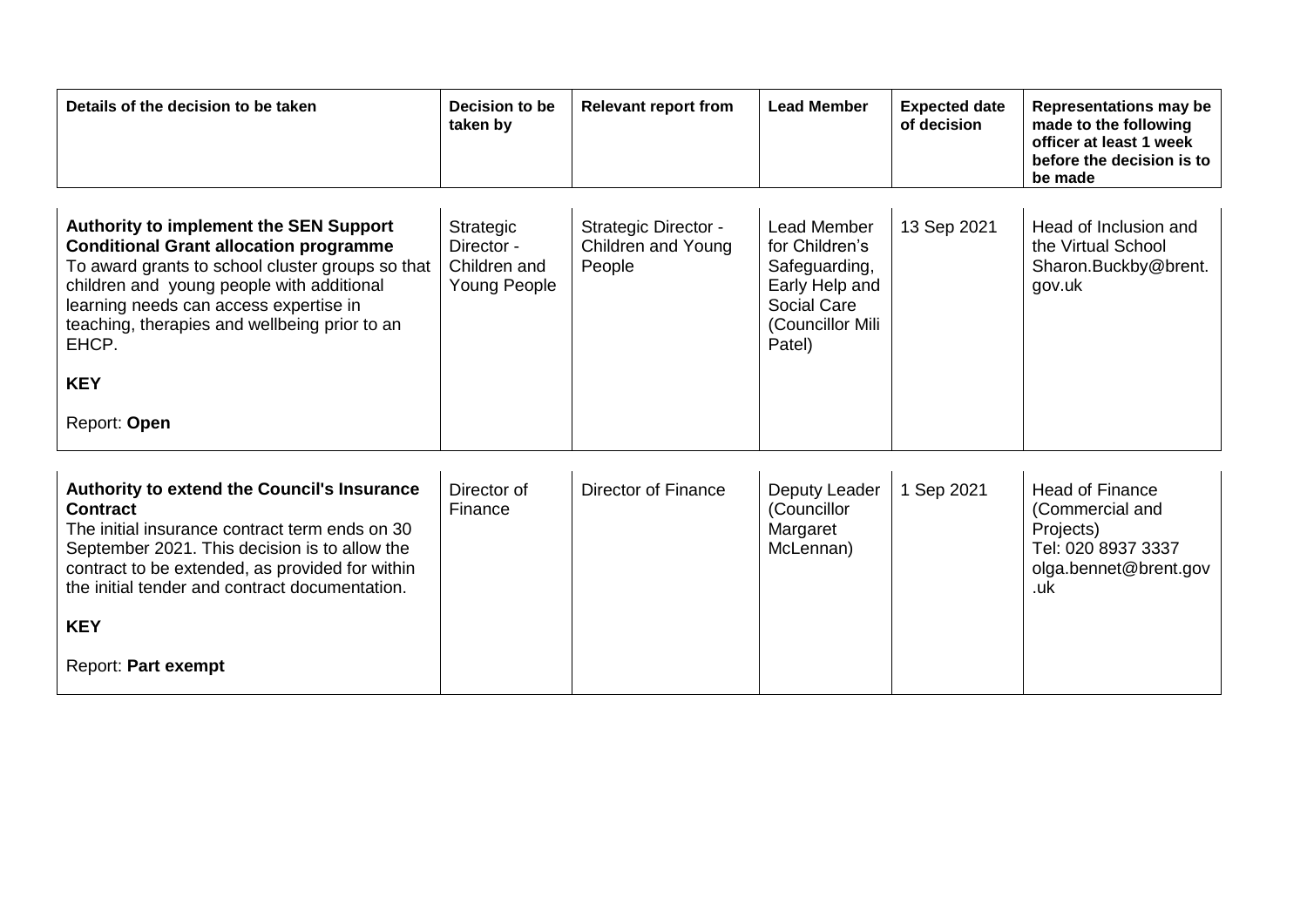| Details of the decision to be taken | Decision to be taken by | Relevant report from | Lead Member | Expected date of decision | Representations may be made to the following officer at least 1 week before the decision is to be made |
|---|---|---|---|---|---|
| **Authority to implement the SEN Support Conditional Grant allocation programme**<br>To award grants to school cluster groups so that children and young people with additional learning needs can access expertise in teaching, therapies and wellbeing prior to an EHCP.<br><br>**KEY**<br><br>Report: **Open** | Strategic Director - Children and Young People | Strategic Director - Children and Young People | Lead Member for Children's Safeguarding, Early Help and Social Care (Councillor Mili Patel) | 13 Sep 2021 | Head of Inclusion and the Virtual School Sharon.Buckby@brent.gov.uk |
| **Authority to extend the Council's Insurance Contract**<br>The initial insurance contract term ends on 30 September 2021. This decision is to allow the contract to be extended, as provided for within the initial tender and contract documentation.<br><br>**KEY**<br><br>Report: **Part exempt** | Director of Finance | Director of Finance | Deputy Leader (Councillor Margaret McLennan) | 1 Sep 2021 | Head of Finance (Commercial and Projects) Tel: 020 8937 3337 olga.bennet@brent.gov.uk |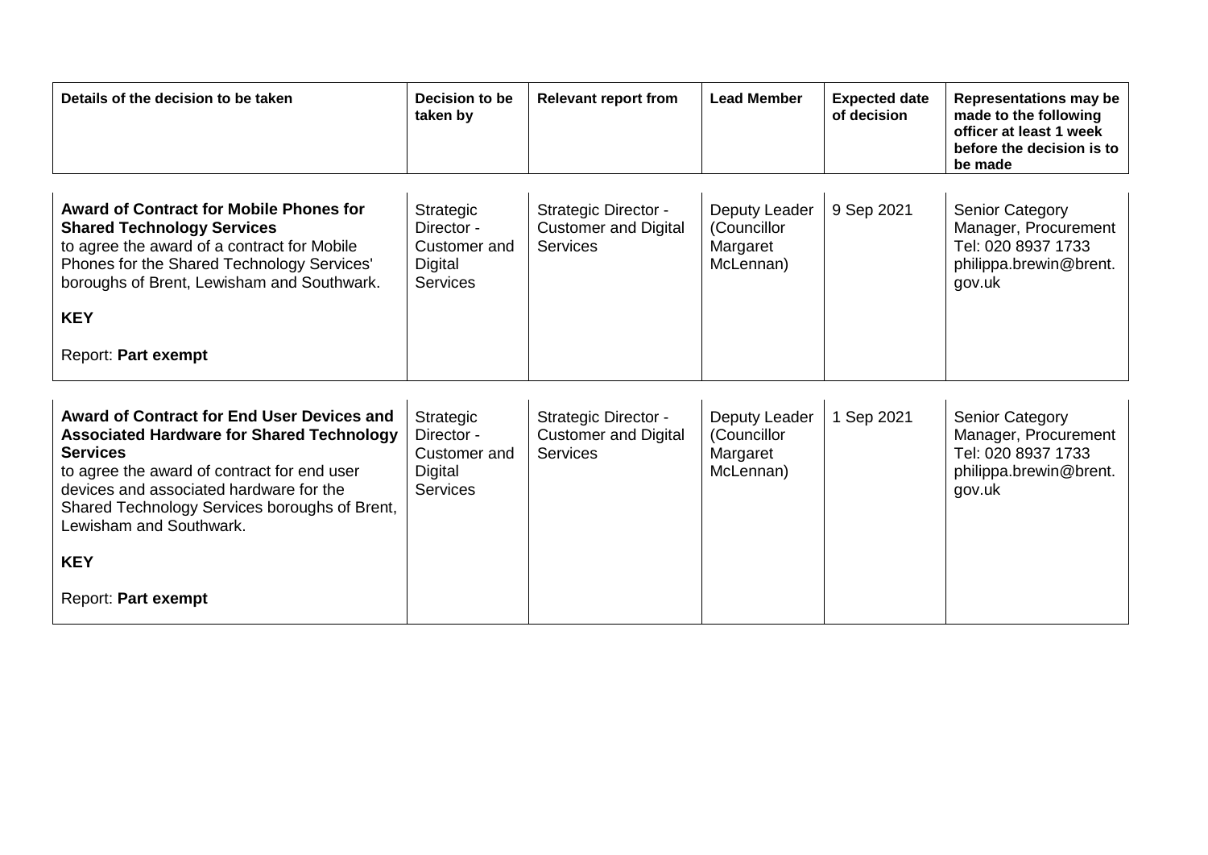| Details of the decision to be taken | Decision to be taken by | Relevant report from | Lead Member | Expected date of decision | Representations may be made to the following officer at least 1 week before the decision is to be made |
|---|---|---|---|---|---|
| **Award of Contract for Mobile Phones for Shared Technology Services**<br>to agree the award of a contract for Mobile Phones for the Shared Technology Services' boroughs of Brent, Lewisham and Southwark.<br><br>**KEY**<br><br>Report: **Part exempt** | Strategic Director - Customer and Digital Services | Strategic Director - Customer and Digital Services | Deputy Leader (Councillor Margaret McLennan) | 9 Sep 2021 | Senior Category Manager, Procurement Tel: 020 8937 1733 philippa.brewin@brent.gov.uk |
| **Award of Contract for End User Devices and Associated Hardware for Shared Technology Services**<br>to agree the award of contract for end user devices and associated hardware for the Shared Technology Services boroughs of Brent, Lewisham and Southwark.<br><br>**KEY**<br><br>Report: **Part exempt** | Strategic Director - Customer and Digital Services | Strategic Director - Customer and Digital Services | Deputy Leader (Councillor Margaret McLennan) | 1 Sep 2021 | Senior Category Manager, Procurement Tel: 020 8937 1733 philippa.brewin@brent.gov.uk |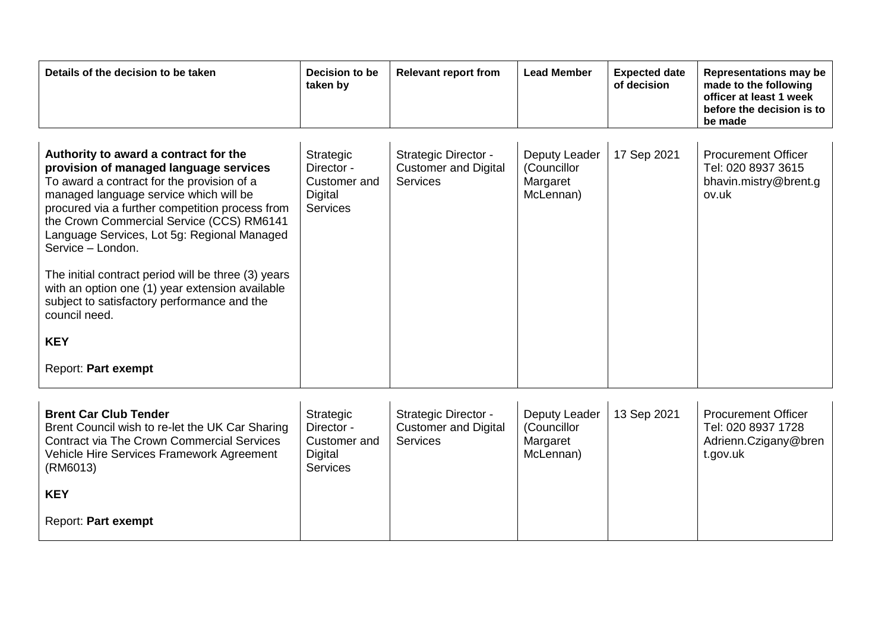| Details of the decision to be taken | Decision to be taken by | Relevant report from | Lead Member | Expected date of decision | Representations may be made to the following officer at least 1 week before the decision is to be made |
|---|---|---|---|---|---|
| **Authority to award a contract for the provision of managed language services**<br>To award a contract for the provision of a managed language service which will be procured via a further competition process from the Crown Commercial Service (CCS) RM6141 Language Services, Lot 5g: Regional Managed Service – London.<br><br>The initial contract period will be three (3) years with an option one (1) year extension available subject to satisfactory performance and the council need.<br><br>**KEY**<br><br>Report: **Part exempt** | Strategic Director - Customer and Digital Services | Strategic Director - Customer and Digital Services | Deputy Leader (Councillor Margaret McLennan) | 17 Sep 2021 | Procurement Officer<br>Tel: 020 8937 3615<br>bhavin.mistry@brent.gov.uk |
| **Brent Car Club Tender**<br>Brent Council wish to re-let the UK Car Sharing Contract via The Crown Commercial Services Vehicle Hire Services Framework Agreement (RM6013)<br><br>**KEY**<br><br>Report: **Part exempt** | Strategic Director - Customer and Digital Services | Strategic Director - Customer and Digital Services | Deputy Leader (Councillor Margaret McLennan) | 13 Sep 2021 | Procurement Officer<br>Tel: 020 8937 1728<br>Adrienn.Czigany@brent.gov.uk |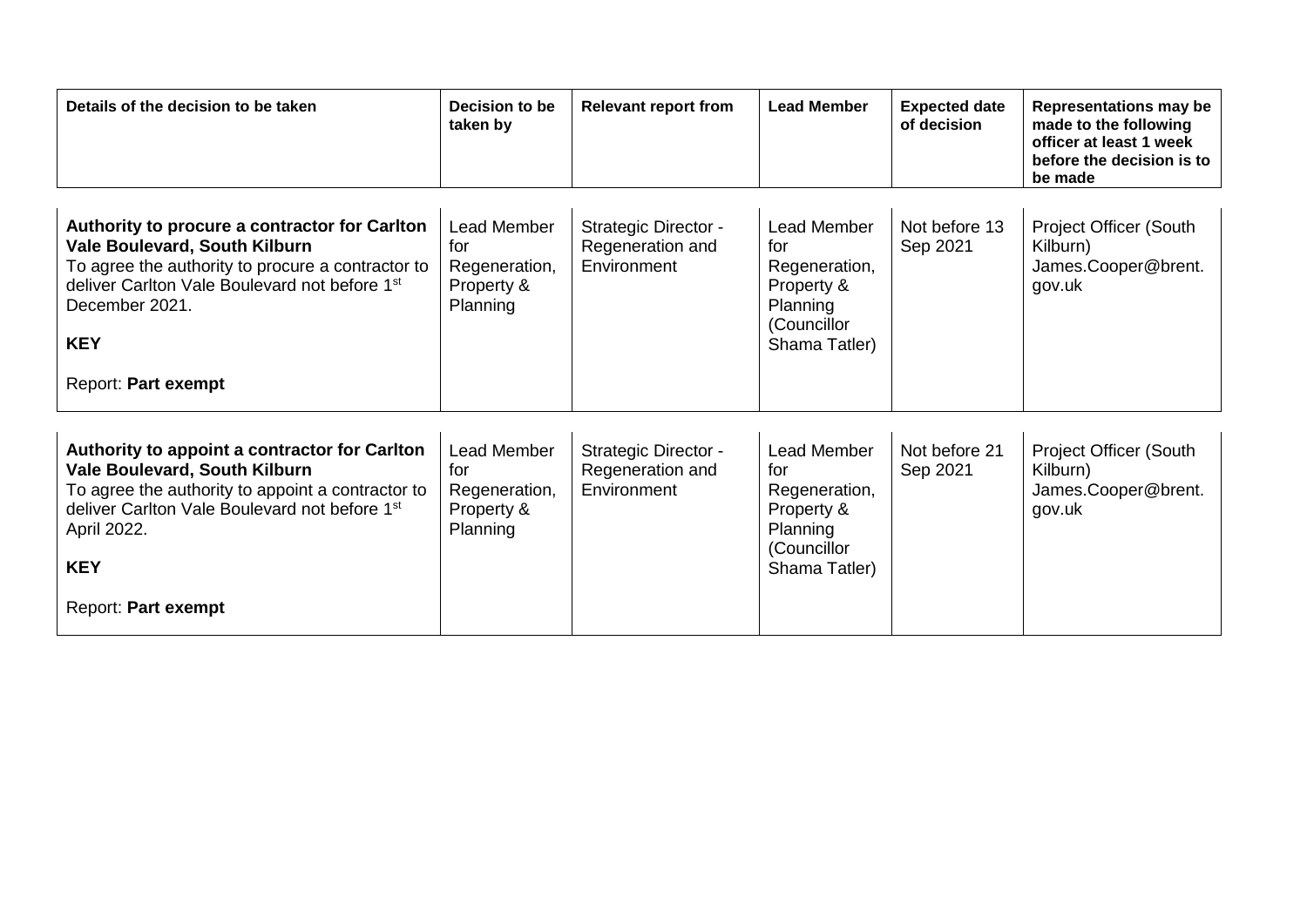| Details of the decision to be taken | Decision to be taken by | Relevant report from | Lead Member | Expected date of decision | Representations may be made to the following officer at least 1 week before the decision is to be made |
|---|---|---|---|---|---|
| **Authority to procure a contractor for Carlton Vale Boulevard, South Kilburn**<br>To agree the authority to procure a contractor to deliver Carlton Vale Boulevard not before 1st December 2021.<br><br>**KEY**<br><br>Report: **Part exempt** | Lead Member for Regeneration, Property & Planning | Strategic Director - Regeneration and Environment | Lead Member for Regeneration, Property & Planning (Councillor Shama Tatler) | Not before 13 Sep 2021 | Project Officer (South Kilburn) James.Cooper@brent.gov.uk |
| **Authority to appoint a contractor for Carlton Vale Boulevard, South Kilburn**<br>To agree the authority to appoint a contractor to deliver Carlton Vale Boulevard not before 1st April 2022.<br><br>**KEY**<br><br>Report: **Part exempt** | Lead Member for Regeneration, Property & Planning | Strategic Director - Regeneration and Environment | Lead Member for Regeneration, Property & Planning (Councillor Shama Tatler) | Not before 21 Sep 2021 | Project Officer (South Kilburn) James.Cooper@brent.gov.uk |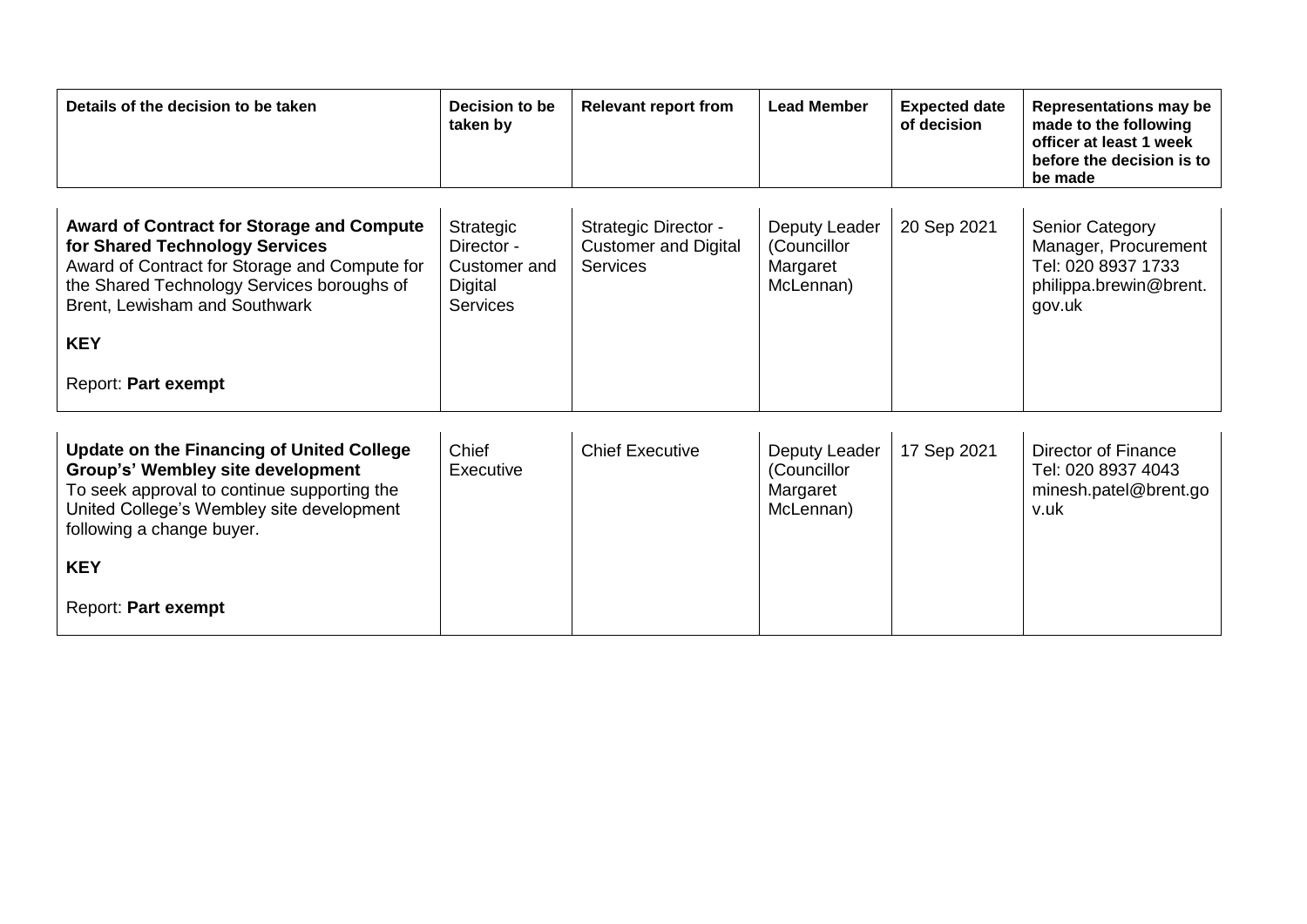| Details of the decision to be taken | Decision to be taken by | Relevant report from | Lead Member | Expected date of decision | Representations may be made to the following officer at least 1 week before the decision is to be made |
|---|---|---|---|---|---|
| **Award of Contract for Storage and Compute for Shared Technology Services**<br>Award of Contract for Storage and Compute for the Shared Technology Services boroughs of Brent, Lewisham and Southwark<br><br>**KEY**<br><br>Report: **Part exempt** | Strategic Director - Customer and Digital Services | Strategic Director - Customer and Digital Services | Deputy Leader (Councillor Margaret McLennan) | 20 Sep 2021 | Senior Category Manager, Procurement Tel: 020 8937 1733 philippa.brewin@brent.gov.uk |
| **Update on the Financing of United College Group's' Wembley site development**<br>To seek approval to continue supporting the United College's Wembley site development following a change buyer.<br><br>**KEY**<br><br>Report: **Part exempt** | Chief Executive | Chief Executive | Deputy Leader (Councillor Margaret McLennan) | 17 Sep 2021 | Director of Finance Tel: 020 8937 4043 minesh.patel@brent.gov.uk |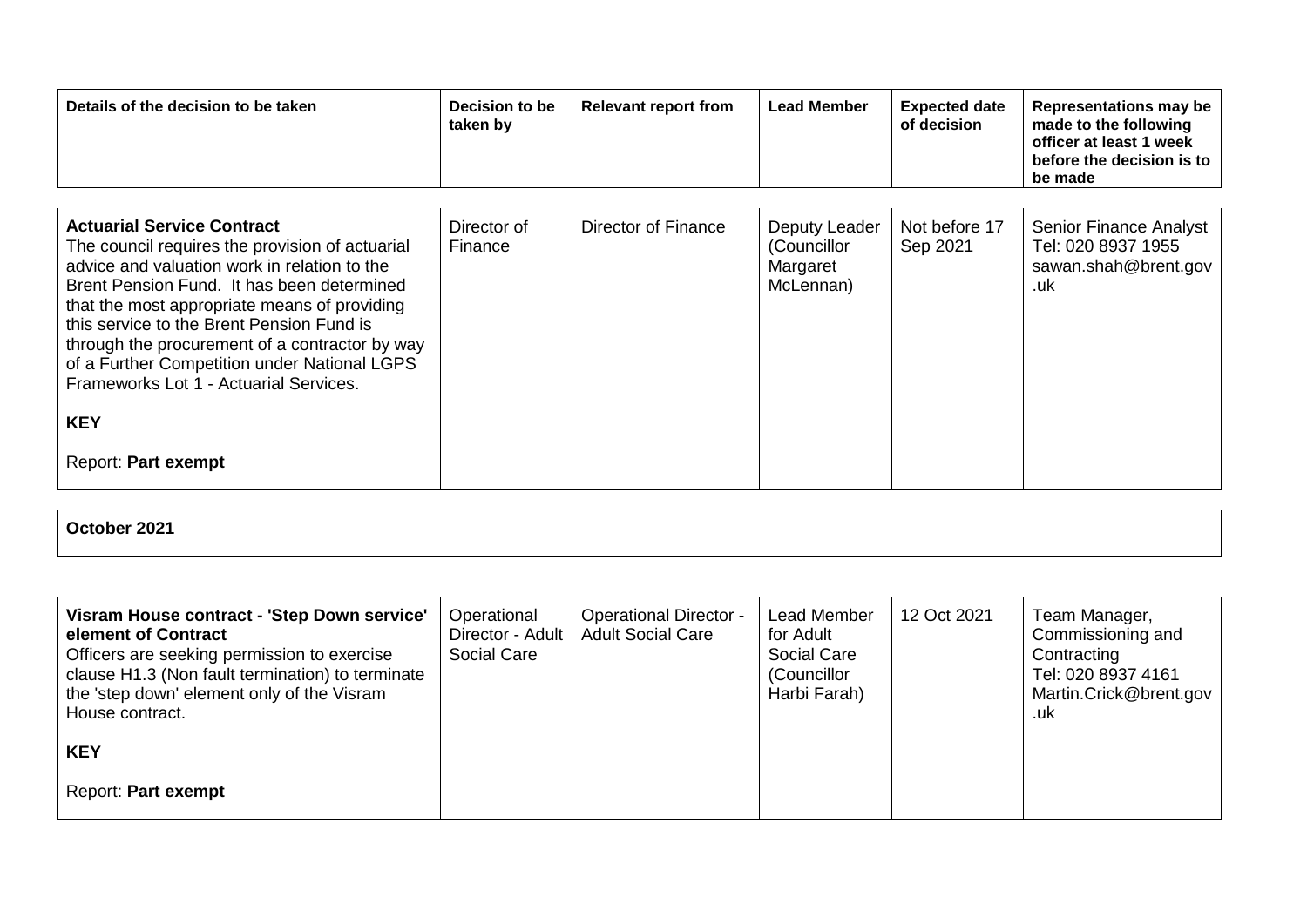| Details of the decision to be taken | Decision to be taken by | Relevant report from | Lead Member | Expected date of decision | Representations may be made to the following officer at least 1 week before the decision is to be made |
|---|---|---|---|---|---|
| **Actuarial Service Contract**<br>The council requires the provision of actuarial advice and valuation work in relation to the Brent Pension Fund. It has been determined that the most appropriate means of providing this service to the Brent Pension Fund is through the procurement of a contractor by way of a Further Competition under National LGPS Frameworks Lot 1 - Actuarial Services.<br><br>**KEY**<br><br>Report: **Part exempt** | Director of Finance | Director of Finance | Deputy Leader (Councillor Margaret McLennan) | Not before 17 Sep 2021 | Senior Finance Analyst<br>Tel: 020 8937 1955<br>sawan.shah@brent.gov.uk |
| **October 2021** | | | | | |
| **Visram House contract - 'Step Down service' element of Contract**<br>Officers are seeking permission to exercise clause H1.3 (Non fault termination) to terminate the 'step down' element only of the Visram House contract.<br><br>**KEY**<br><br>Report: **Part exempt** | Operational Director - Adult Social Care | Operational Director - Adult Social Care | Lead Member for Adult Social Care (Councillor Harbi Farah) | 12 Oct 2021 | Team Manager, Commissioning and Contracting<br>Tel: 020 8937 4161<br>Martin.Crick@brent.gov.uk |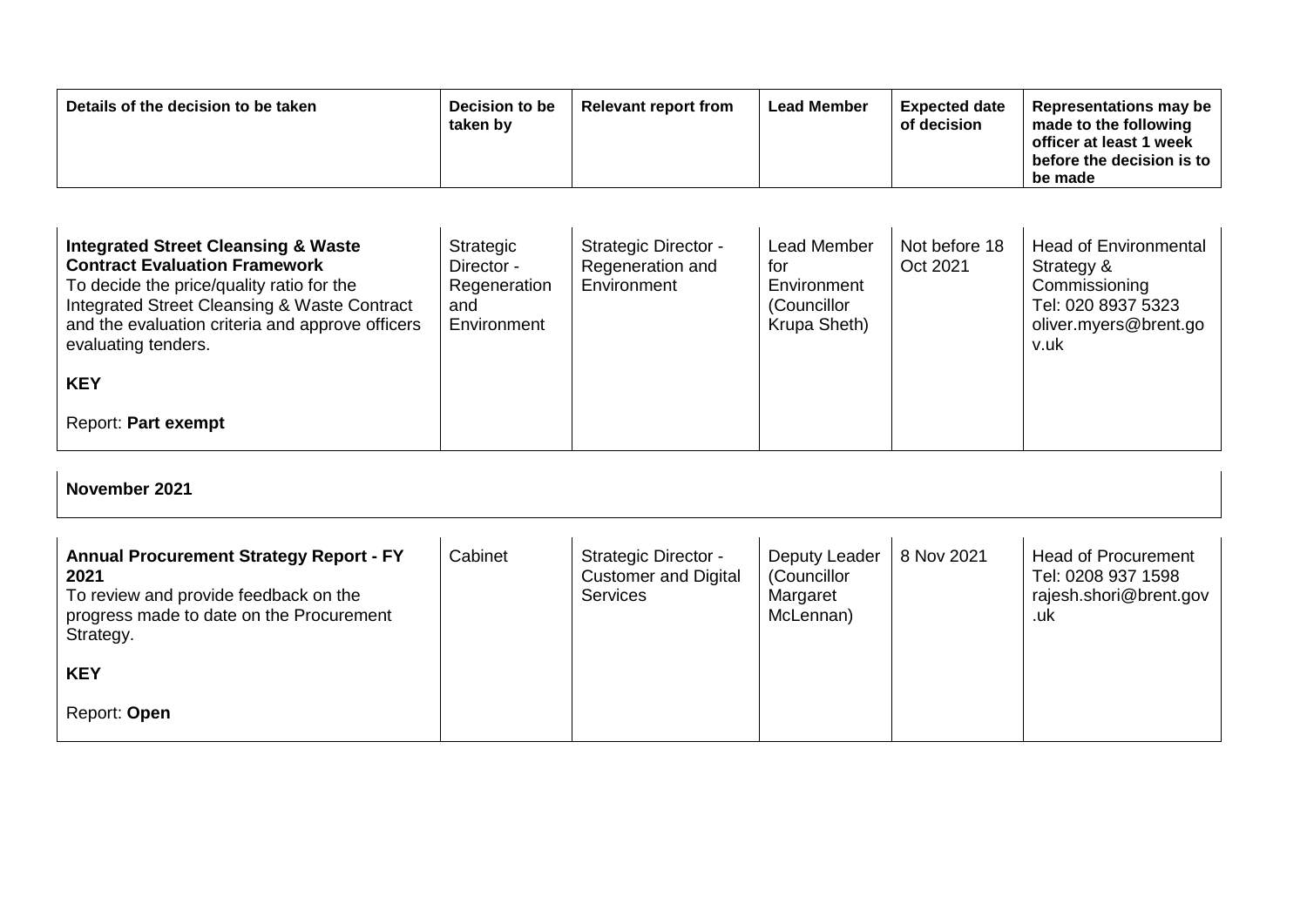| Details of the decision to be taken | Decision to be taken by | Relevant report from | Lead Member | Expected date of decision | Representations may be made to the following officer at least 1 week before the decision is to be made |
|---|---|---|---|---|---|
| **Integrated Street Cleansing & Waste Contract Evaluation Framework**<br>To decide the price/quality ratio for the Integrated Street Cleansing & Waste Contract and the evaluation criteria and approve officers evaluating tenders.<br><br>**KEY**<br><br>Report: **Part exempt** | Strategic Director - Regeneration and Environment | Strategic Director - Regeneration and Environment | Lead Member for Environment (Councillor Krupa Sheth) | Not before 18 Oct 2021 | Head of Environmental Strategy & Commissioning<br>Tel: 020 8937 5323<br>oliver.myers@brent.gov.uk |
| **November 2021** | | | | | |
| **Annual Procurement Strategy Report - FY 2021**<br>To review and provide feedback on the progress made to date on the Procurement Strategy.<br><br>**KEY**<br><br>Report: **Open** | Cabinet | Strategic Director - Customer and Digital Services | Deputy Leader (Councillor Margaret McLennan) | 8 Nov 2021 | Head of Procurement<br>Tel: 0208 937 1598<br>rajesh.shori@brent.gov.uk |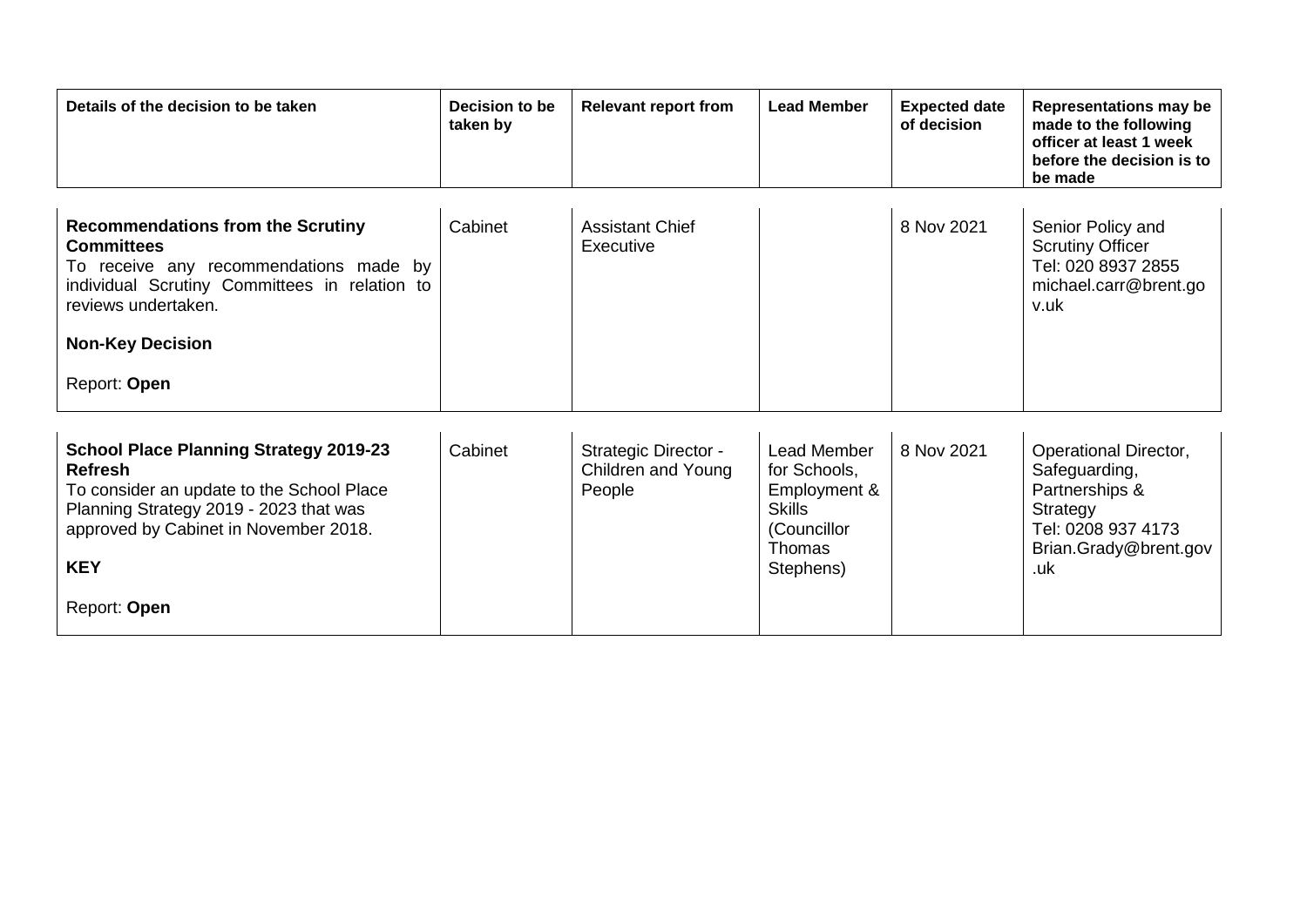| Details of the decision to be taken | Decision to be taken by | Relevant report from | Lead Member | Expected date of decision | Representations may be made to the following officer at least 1 week before the decision is to be made |
|---|---|---|---|---|---|
| **Recommendations from the Scrutiny Committees**<br>To receive any recommendations made by individual Scrutiny Committees in relation to reviews undertaken.<br><br>**Non-Key Decision**<br><br>Report: **Open** | Cabinet | Assistant Chief Executive | | 8 Nov 2021 | Senior Policy and Scrutiny Officer<br>Tel: 020 8937 2855<br>michael.carr@brent.gov.uk |
| **School Place Planning Strategy 2019-23 Refresh**<br>To consider an update to the School Place Planning Strategy 2019 - 2023 that was approved by Cabinet in November 2018.<br><br>**KEY**<br><br>Report: **Open** | Cabinet | Strategic Director - Children and Young People | Lead Member for Schools, Employment & Skills (Councillor Thomas Stephens) | 8 Nov 2021 | Operational Director, Safeguarding, Partnerships & Strategy<br>Tel: 0208 937 4173<br>Brian.Grady@brent.gov.uk |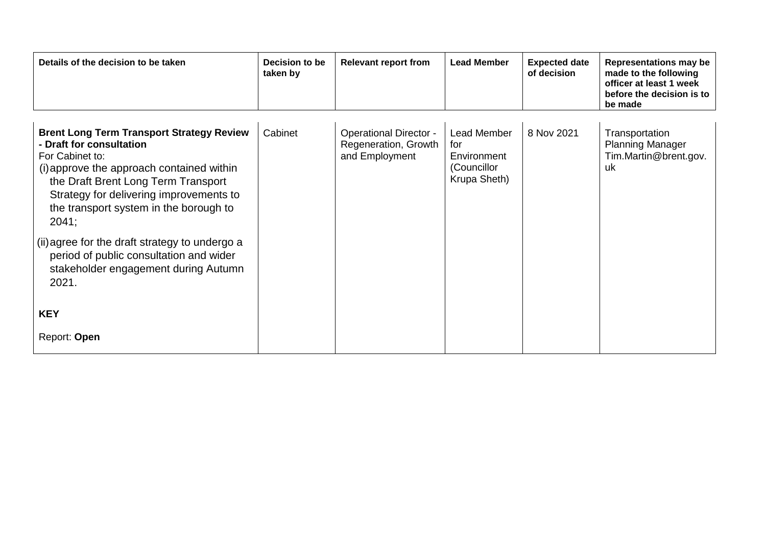| Details of the decision to be taken | Decision to be taken by | Relevant report from | Lead Member | Expected date of decision | Representations may be made to the following officer at least 1 week before the decision is to be made |
|---|---|---|---|---|---|
| **Brent Long Term Transport Strategy Review - Draft for consultation**<br>For Cabinet to:<br>(i) approve the approach contained within the Draft Brent Long Term Transport Strategy for delivering improvements to the transport system in the borough to 2041;<br>(ii) agree for the draft strategy to undergo a period of public consultation and wider stakeholder engagement during Autumn 2021.<br><br>**KEY**<br><br>Report: **Open** | Cabinet | Operational Director - Regeneration, Growth and Employment | Lead Member for Environment (Councillor Krupa Sheth) | 8 Nov 2021 | Transportation Planning Manager Tim.Martin@brent.gov.uk |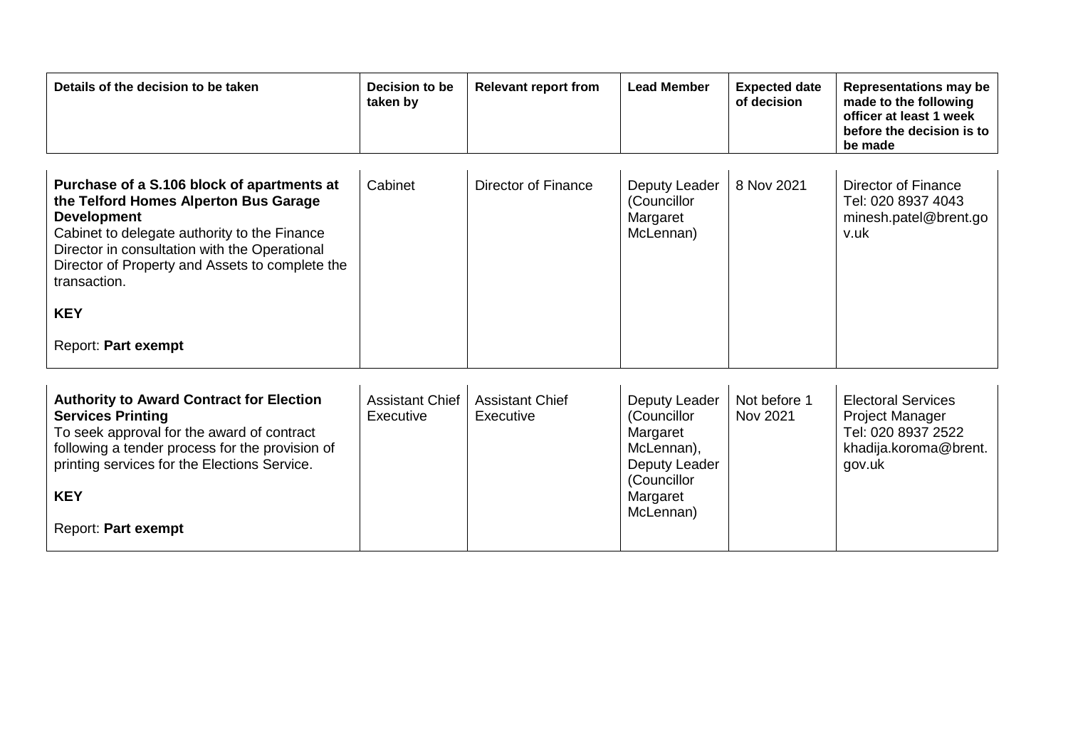| Details of the decision to be taken | Decision to be taken by | Relevant report from | Lead Member | Expected date of decision | Representations may be made to the following officer at least 1 week before the decision is to be made |
|---|---|---|---|---|---|
| **Purchase of a S.106 block of apartments at the Telford Homes Alperton Bus Garage Development**<br>Cabinet to delegate authority to the Finance Director in consultation with the Operational Director of Property and Assets to complete the transaction.<br><br>**KEY**<br><br>Report: **Part exempt** | Cabinet | Director of Finance | Deputy Leader (Councillor Margaret McLennan) | 8 Nov 2021 | Director of Finance<br>Tel: 020 8937 4043<br>minesh.patel@brent.gov.uk |
| **Authority to Award Contract for Election Services Printing**<br>To seek approval for the award of contract following a tender process for the provision of printing services for the Elections Service.<br><br>**KEY**<br><br>Report: **Part exempt** | Assistant Chief Executive | Assistant Chief Executive | Deputy Leader (Councillor Margaret McLennan), Deputy Leader (Councillor Margaret McLennan) | Not before 1 Nov 2021 | Electoral Services Project Manager<br>Tel: 020 8937 2522<br>khadija.koroma@brent.gov.uk |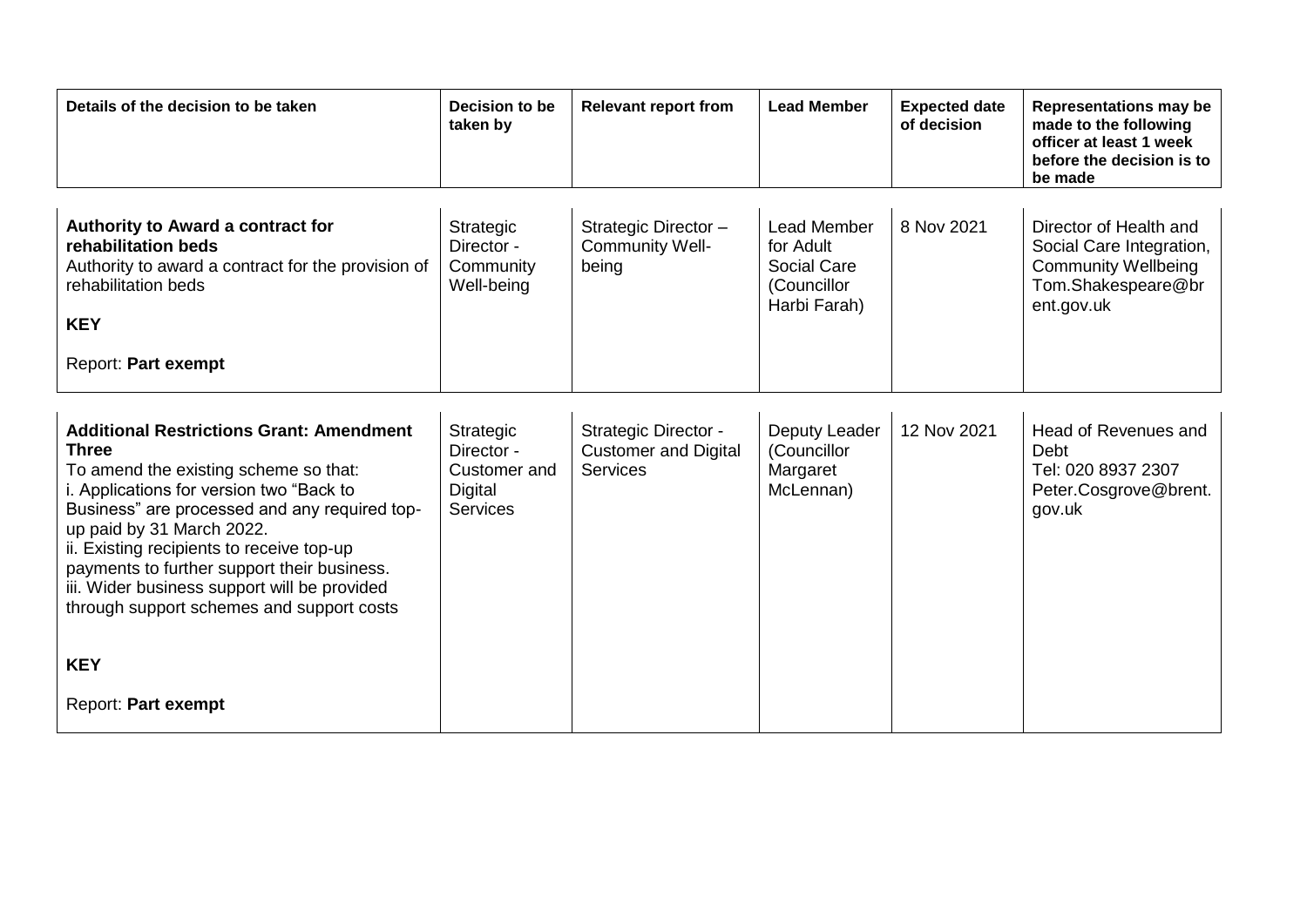| Details of the decision to be taken | Decision to be taken by | Relevant report from | Lead Member | Expected date of decision | Representations may be made to the following officer at least 1 week before the decision is to be made |
|---|---|---|---|---|---|
| **Authority to Award a contract for rehabilitation beds**<br>Authority to award a contract for the provision of rehabilitation beds<br><br>**KEY**<br><br>Report: **Part exempt** | Strategic Director - Community Well-being | Strategic Director – Community Well-being | Lead Member for Adult Social Care (Councillor Harbi Farah) | 8 Nov 2021 | Director of Health and Social Care Integration, Community Wellbeing Tom.Shakespeare@brent.gov.uk |
| **Additional Restrictions Grant: Amendment Three**<br>To amend the existing scheme so that:<br>i. Applications for version two "Back to Business" are processed and any required top-up paid by 31 March 2022.<br>ii. Existing recipients to receive top-up payments to further support their business.<br>iii. Wider business support will be provided through support schemes and support costs<br><br>**KEY**<br><br>Report: **Part exempt** | Strategic Director - Customer and Digital Services | Strategic Director - Customer and Digital Services | Deputy Leader (Councillor Margaret McLennan) | 12 Nov 2021 | Head of Revenues and Debt<br>Tel: 020 8937 2307<br>Peter.Cosgrove@brent.gov.uk |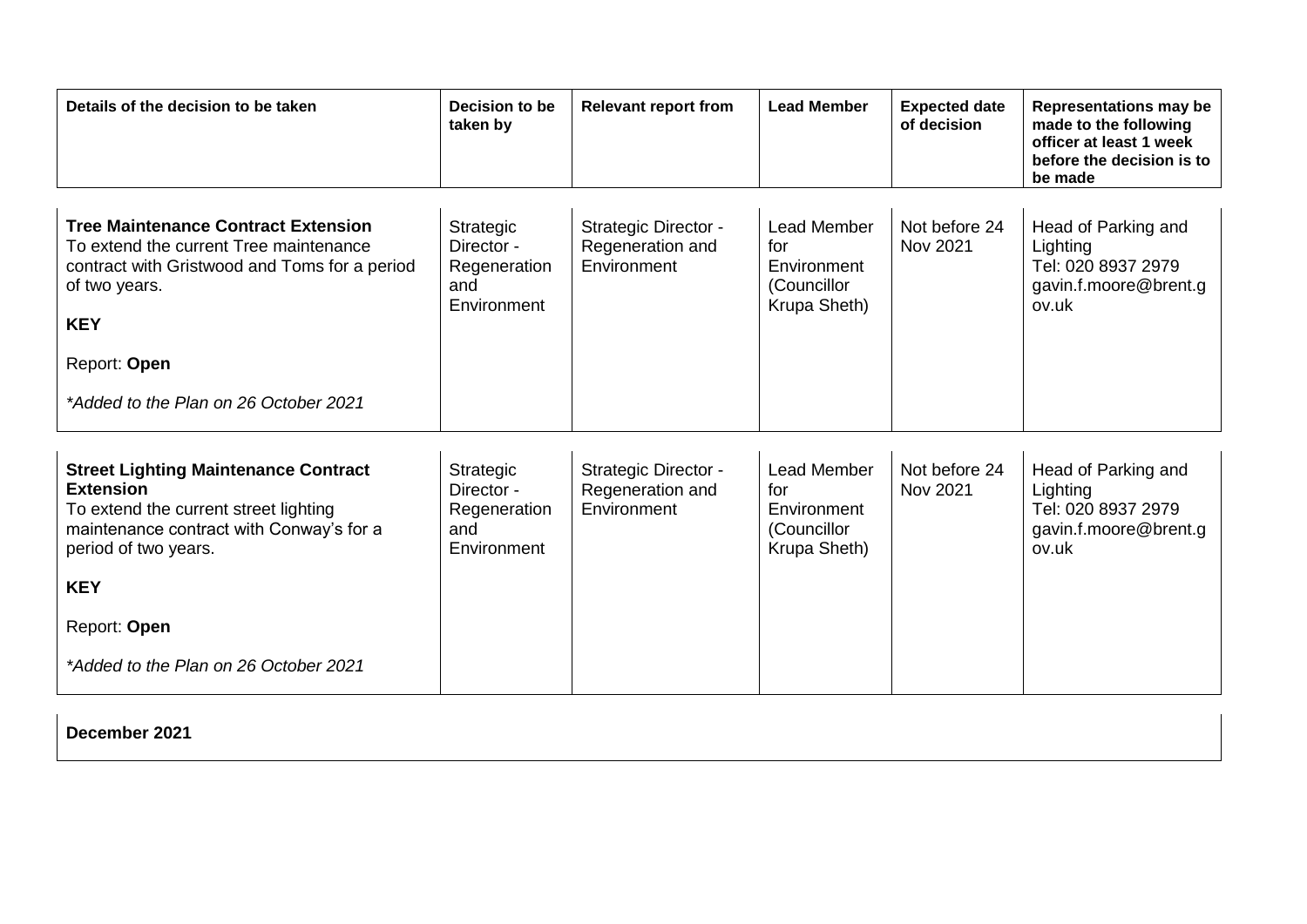| Details of the decision to be taken | Decision to be taken by | Relevant report from | Lead Member | Expected date of decision | Representations may be made to the following officer at least 1 week before the decision is to be made |
|---|---|---|---|---|---|
| **Tree Maintenance Contract Extension**<br>To extend the current Tree maintenance contract with Gristwood and Toms for a period of two years.<br><br>**KEY**<br><br>Report: **Open**<br><br>*\*Added to the Plan on 26 October 2021* | Strategic Director - Regeneration and Environment | Strategic Director - Regeneration and Environment | Lead Member for Environment (Councillor Krupa Sheth) | Not before 24 Nov 2021 | Head of Parking and Lighting<br>Tel: 020 8937 2979<br>gavin.f.moore@brent.gov.uk |
| **Street Lighting Maintenance Contract Extension**<br>To extend the current street lighting maintenance contract with Conway's for a period of two years.<br><br>**KEY**<br><br>Report: **Open**<br><br>*\*Added to the Plan on 26 October 2021* | Strategic Director - Regeneration and Environment | Strategic Director - Regeneration and Environment | Lead Member for Environment (Councillor Krupa Sheth) | Not before 24 Nov 2021 | Head of Parking and Lighting<br>Tel: 020 8937 2979<br>gavin.f.moore@brent.gov.uk |

**December 2021**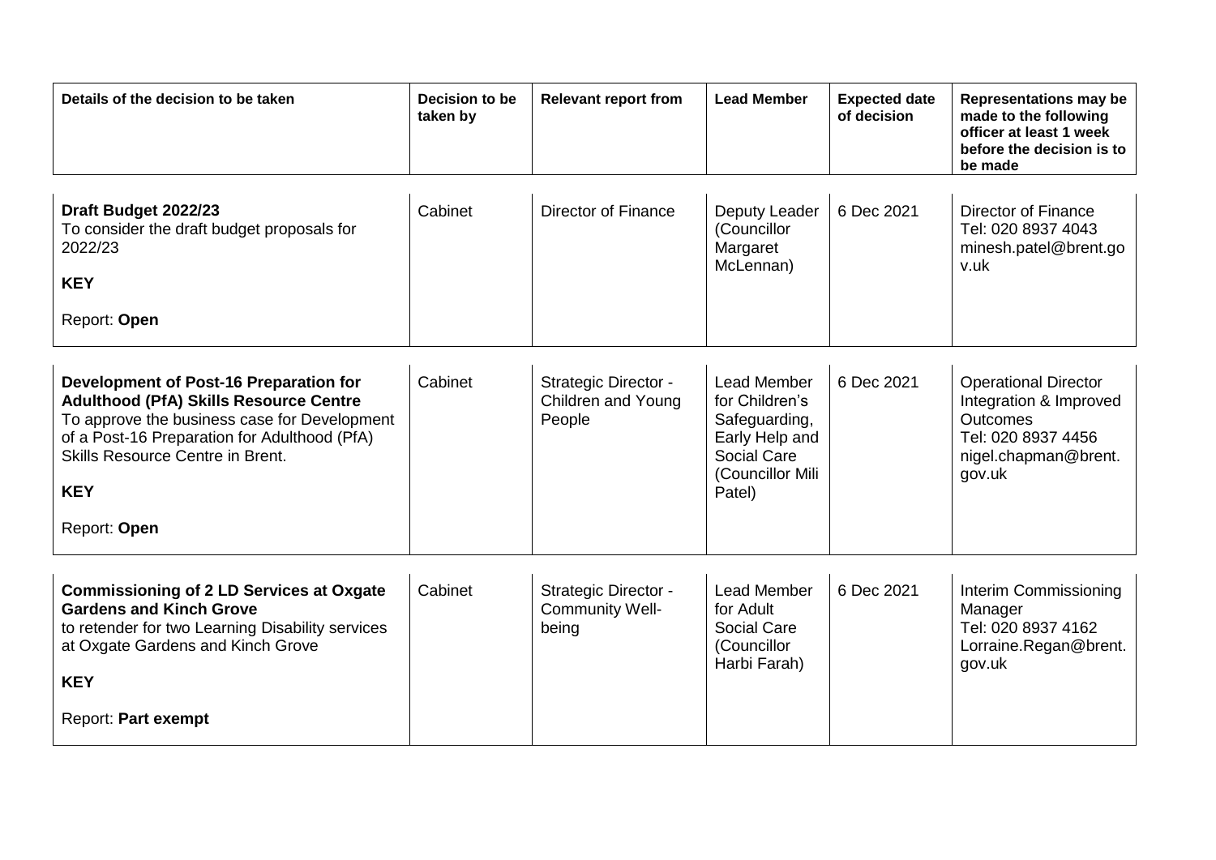| Details of the decision to be taken | Decision to be taken by | Relevant report from | Lead Member | Expected date of decision | Representations may be made to the following officer at least 1 week before the decision is to be made |
|---|---|---|---|---|---|
| **Draft Budget 2022/23**<br>To consider the draft budget proposals for 2022/23<br><br>**KEY**<br><br>Report: **Open** | Cabinet | Director of Finance | Deputy Leader (Councillor Margaret McLennan) | 6 Dec 2021 | Director of Finance<br>Tel: 020 8937 4043<br>minesh.patel@brent.gov.uk |
| **Development of Post-16 Preparation for Adulthood (PfA) Skills Resource Centre**<br>To approve the business case for Development of a Post-16 Preparation for Adulthood (PfA) Skills Resource Centre in Brent.<br><br>**KEY**<br><br>Report: **Open** | Cabinet | Strategic Director - Children and Young People | Lead Member for Children's Safeguarding, Early Help and Social Care (Councillor Mili Patel) | 6 Dec 2021 | Operational Director Integration & Improved Outcomes<br>Tel: 020 8937 4456<br>nigel.chapman@brent.gov.uk |
| **Commissioning of 2 LD Services at Oxgate Gardens and Kinch Grove**<br>to retender for two Learning Disability services at Oxgate Gardens and Kinch Grove<br><br>**KEY**<br><br>Report: **Part exempt** | Cabinet | Strategic Director - Community Well-being | Lead Member for Adult Social Care (Councillor Harbi Farah) | 6 Dec 2021 | Interim Commissioning Manager<br>Tel: 020 8937 4162<br>Lorraine.Regan@brent.gov.uk |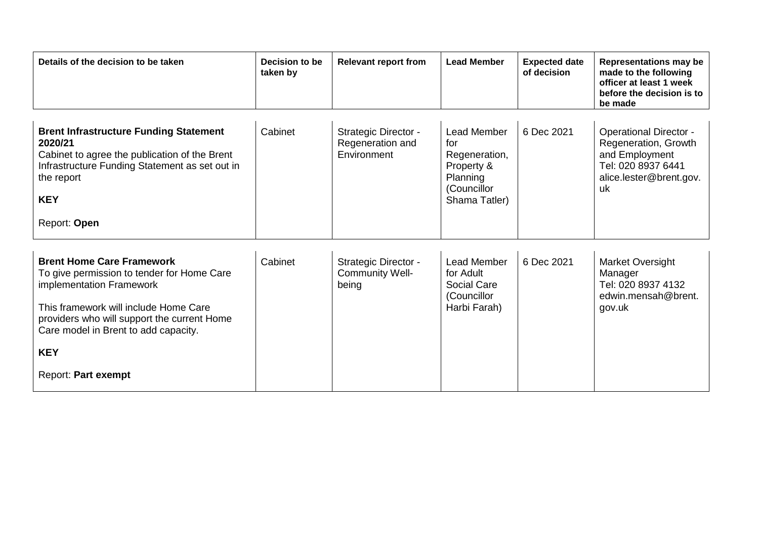| Details of the decision to be taken | Decision to be taken by | Relevant report from | Lead Member | Expected date of decision | Representations may be made to the following officer at least 1 week before the decision is to be made |
|---|---|---|---|---|---|
| **Brent Infrastructure Funding Statement 2020/21**<br>Cabinet to agree the publication of the Brent Infrastructure Funding Statement as set out in the report<br><br>**KEY**<br><br>Report: **Open** | Cabinet | Strategic Director - Regeneration and Environment | Lead Member for Regeneration, Property & Planning (Councillor Shama Tatler) | 6 Dec 2021 | Operational Director - Regeneration, Growth and Employment<br>Tel: 020 8937 6441<br>alice.lester@brent.gov.uk |
| **Brent Home Care Framework**<br>To give permission to tender for Home Care implementation Framework<br><br>This framework will include Home Care providers who will support the current Home Care model in Brent to add capacity.<br><br>**KEY**<br><br>Report: **Part exempt** | Cabinet | Strategic Director - Community Well-being | Lead Member for Adult Social Care (Councillor Harbi Farah) | 6 Dec 2021 | Market Oversight Manager<br>Tel: 020 8937 4132<br>edwin.mensah@brent.gov.uk |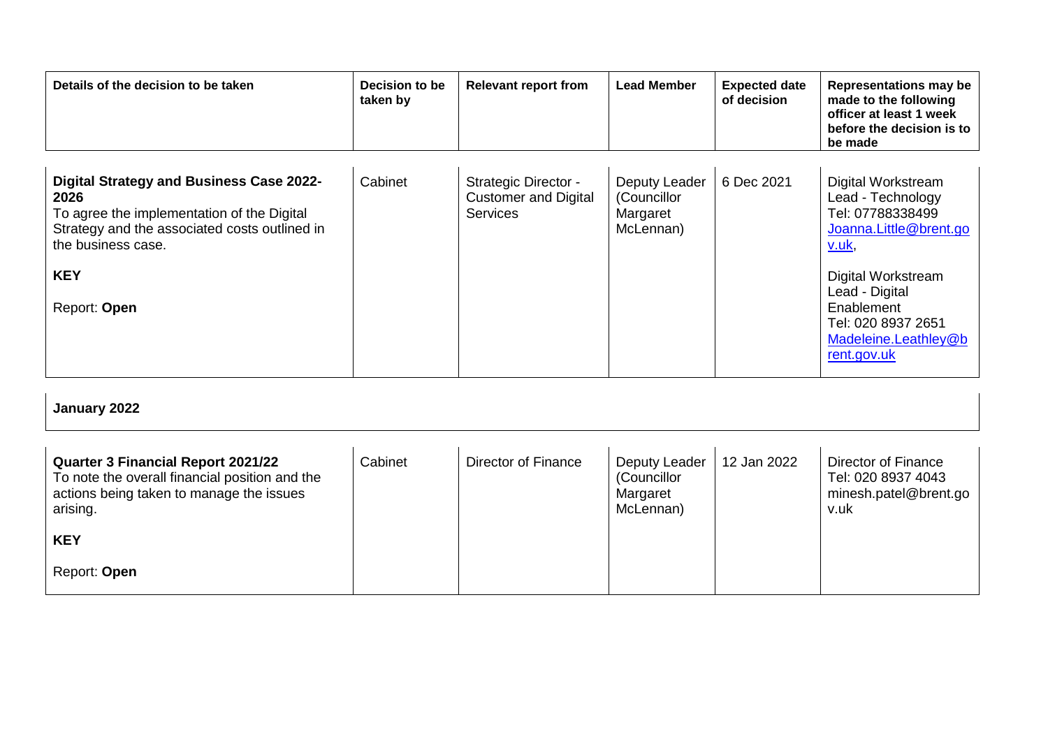| Details of the decision to be taken | Decision to be taken by | Relevant report from | Lead Member | Expected date of decision | Representations may be made to the following officer at least 1 week before the decision is to be made |
|---|---|---|---|---|---|
| **Digital Strategy and Business Case 2022-2026**<br>To agree the implementation of the Digital Strategy and the associated costs outlined in the business case.<br><br>**KEY**<br><br>Report: **Open** | Cabinet | Strategic Director - Customer and Digital Services | Deputy Leader (Councillor Margaret McLennan) | 6 Dec 2021 | Digital Workstream Lead - Technology<br>Tel: 07788338499<br>Joanna.Little@brent.gov.uk,<br><br>Digital Workstream Lead - Digital Enablement<br>Tel: 020 8937 2651<br>Madeleine.Leathley@brent.gov.uk |
| **January 2022** | | | | | |
| **Quarter 3 Financial Report 2021/22**<br>To note the overall financial position and the actions being taken to manage the issues arising.<br><br>**KEY**<br><br>Report: **Open** | Cabinet | Director of Finance | Deputy Leader (Councillor Margaret McLennan) | 12 Jan 2022 | Director of Finance<br>Tel: 020 8937 4043<br>minesh.patel@brent.gov.uk |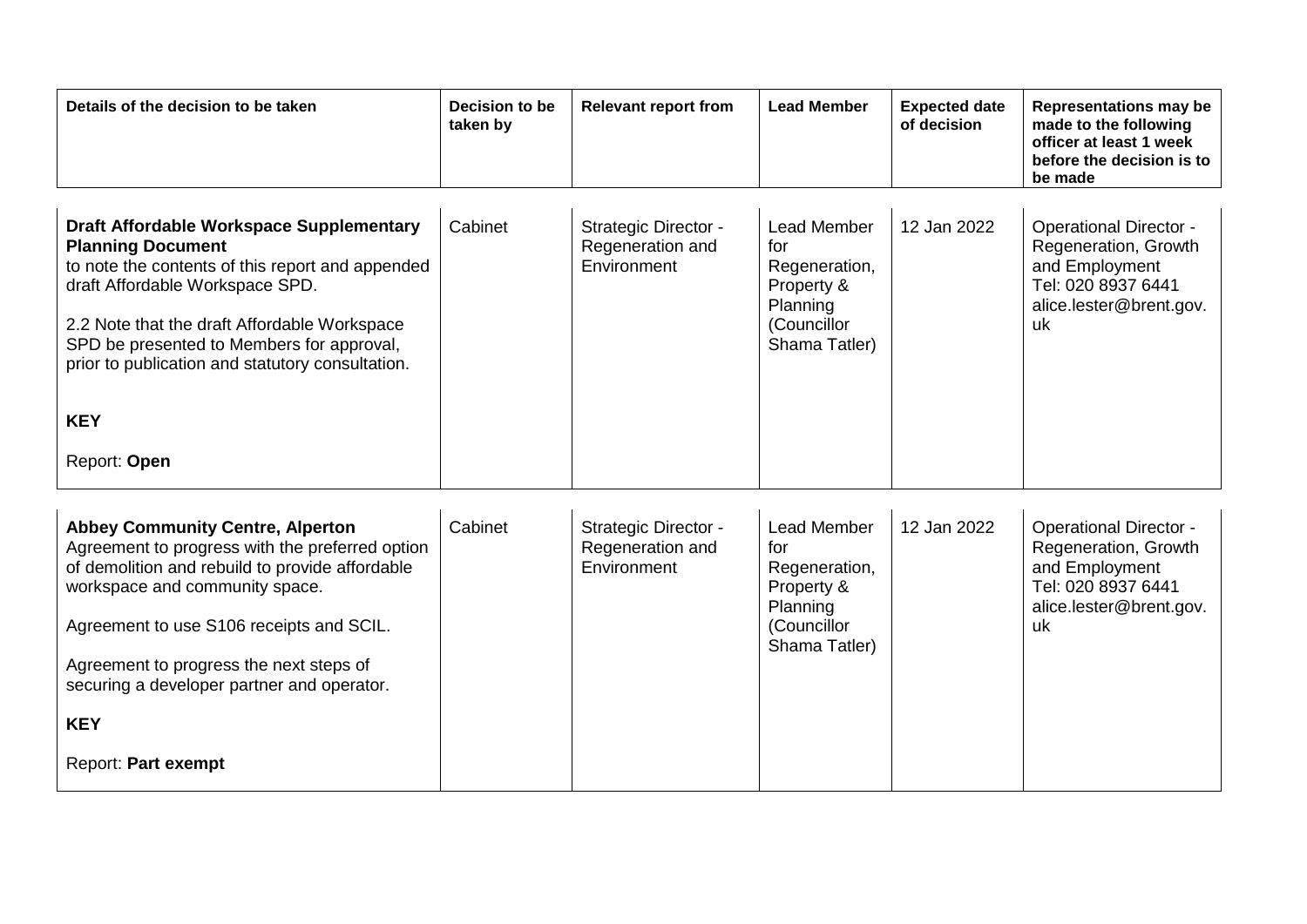| Details of the decision to be taken | Decision to be taken by | Relevant report from | Lead Member | Expected date of decision | Representations may be made to the following officer at least 1 week before the decision is to be made |
|---|---|---|---|---|---|
| **Draft Affordable Workspace Supplementary Planning Document**<br>to note the contents of this report and appended draft Affordable Workspace SPD.<br><br>2.2 Note that the draft Affordable Workspace SPD be presented to Members for approval, prior to publication and statutory consultation.<br><br>**KEY**<br><br>Report: **Open** | Cabinet | Strategic Director - Regeneration and Environment | Lead Member for Regeneration, Property & Planning (Councillor Shama Tatler) | 12 Jan 2022 | Operational Director - Regeneration, Growth and Employment<br>Tel: 020 8937 6441<br>alice.lester@brent.gov.uk |
| **Abbey Community Centre, Alperton**<br>Agreement to progress with the preferred option of demolition and rebuild to provide affordable workspace and community space.<br><br>Agreement to use S106 receipts and SCIL.<br><br>Agreement to progress the next steps of securing a developer partner and operator.<br><br>**KEY**<br><br>Report: **Part exempt** | Cabinet | Strategic Director - Regeneration and Environment | Lead Member for Regeneration, Property & Planning (Councillor Shama Tatler) | 12 Jan 2022 | Operational Director - Regeneration, Growth and Employment<br>Tel: 020 8937 6441<br>alice.lester@brent.gov.uk |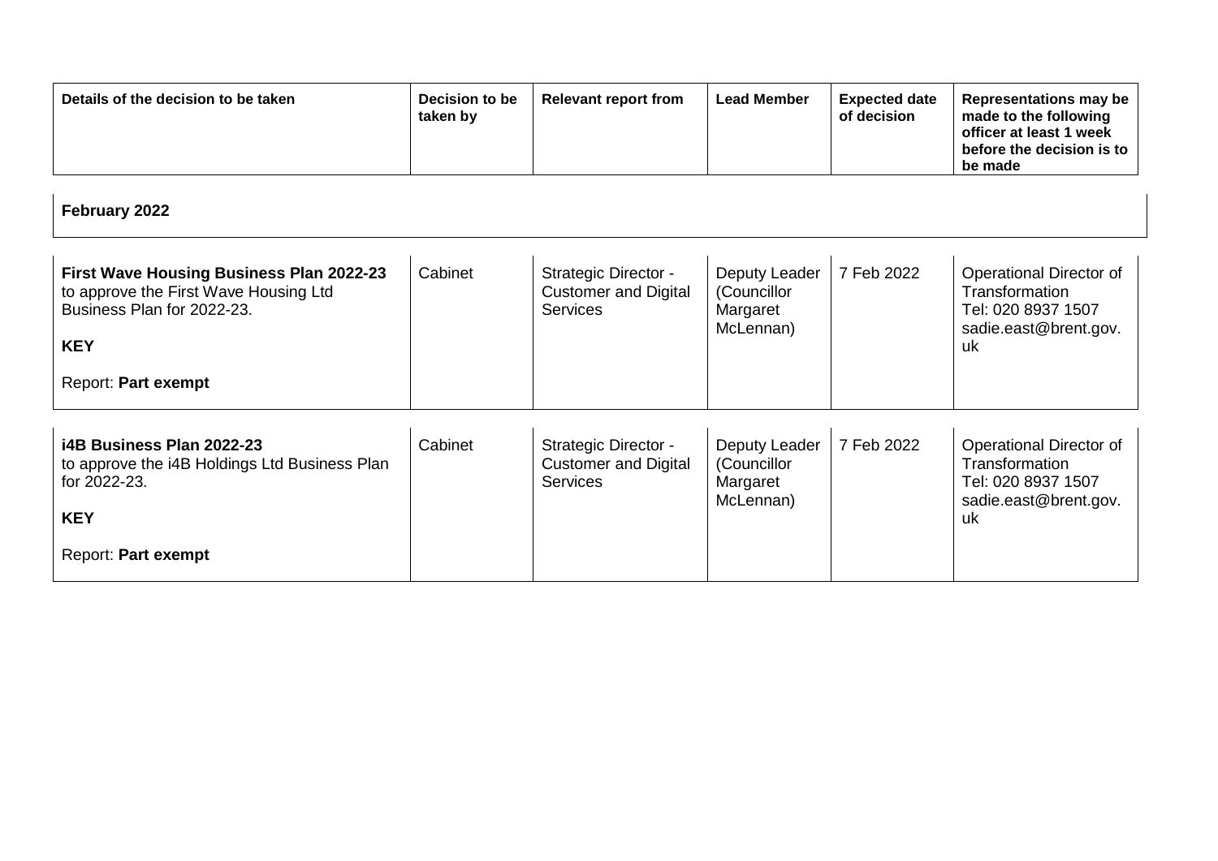| Details of the decision to be taken | Decision to be taken by | Relevant report from | Lead Member | Expected date of decision | Representations may be made to the following officer at least 1 week before the decision is to be made |
|---|---|---|---|---|---|
| **February 2022** | | | | | |
| **First Wave Housing Business Plan 2022-23** to approve the First Wave Housing Ltd Business Plan for 2022-23. **KEY** Report: **Part exempt** | Cabinet | Strategic Director - Customer and Digital Services | Deputy Leader (Councillor Margaret McLennan) | 7 Feb 2022 | Operational Director of Transformation Tel: 020 8937 1507 sadie.east@brent.gov.uk |
| **i4B Business Plan 2022-23** to approve the i4B Holdings Ltd Business Plan for 2022-23. **KEY** Report: **Part exempt** | Cabinet | Strategic Director - Customer and Digital Services | Deputy Leader (Councillor Margaret McLennan) | 7 Feb 2022 | Operational Director of Transformation Tel: 020 8937 1507 sadie.east@brent.gov.uk |